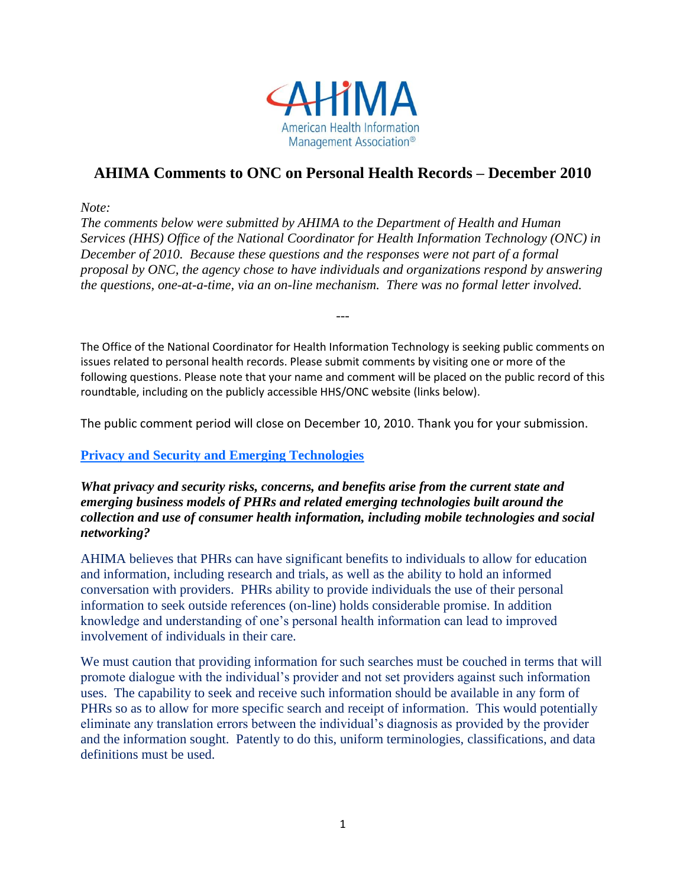AHIMA
American Health Information Management Association®

# AHIMA Comments to ONC on Personal Health Records – December 2010

*Note:*
*The comments below were submitted by AHIMA to the Department of Health and Human Services (HHS) Office of the National Coordinator for Health Information Technology (ONC) in December of 2010. Because these questions and the responses were not part of a formal proposal by ONC, the agency chose to have individuals and organizations respond by answering the questions, one-at-a-time, via an on-line mechanism. There was no formal letter involved.*

---

The Office of the National Coordinator for Health Information Technology is seeking public comments on issues related to personal health records. Please submit comments by visiting one or more of the following questions. Please note that your name and comment will be placed on the public record of this roundtable, including on the publicly accessible HHS/ONC website (links below).

The public comment period will close on December 10, 2010. Thank you for your submission.

## Privacy and Security and Emerging Technologies

***What privacy and security risks, concerns, and benefits arise from the current state and emerging business models of PHRs and related emerging technologies built around the collection and use of consumer health information, including mobile technologies and social networking?***

AHIMA believes that PHRs can have significant benefits to individuals to allow for education and information, including research and trials, as well as the ability to hold an informed conversation with providers. PHRs ability to provide individuals the use of their personal information to seek outside references (on-line) holds considerable promise. In addition knowledge and understanding of one's personal health information can lead to improved involvement of individuals in their care.

We must caution that providing information for such searches must be couched in terms that will promote dialogue with the individual's provider and not set providers against such information uses. The capability to seek and receive such information should be available in any form of PHRs so as to allow for more specific search and receipt of information. This would potentially eliminate any translation errors between the individual's diagnosis as provided by the provider and the information sought. Patently to do this, uniform terminologies, classifications, and data definitions must be used.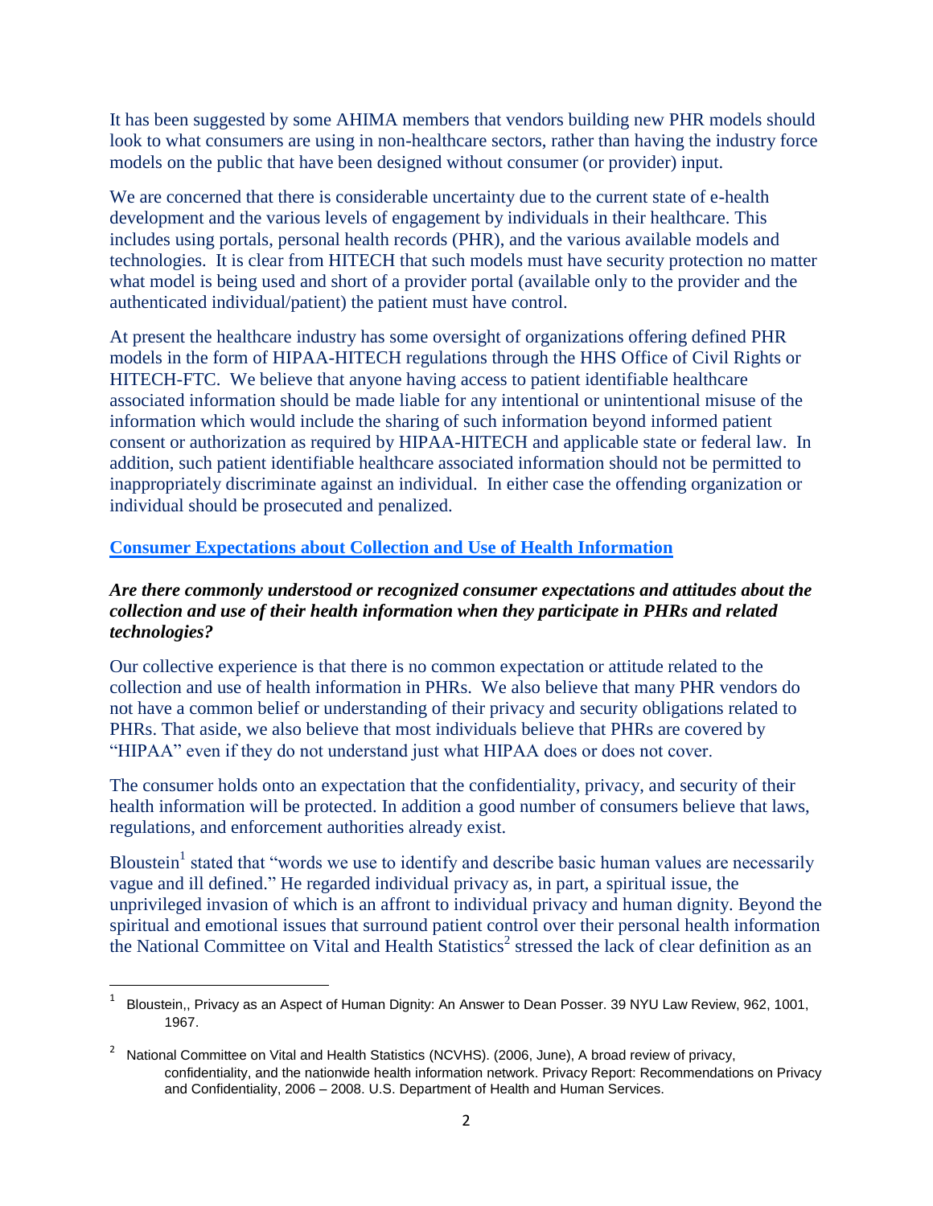It has been suggested by some AHIMA members that vendors building new PHR models should look to what consumers are using in non-healthcare sectors, rather than having the industry force models on the public that have been designed without consumer (or provider) input.

We are concerned that there is considerable uncertainty due to the current state of e-health development and the various levels of engagement by individuals in their healthcare. This includes using portals, personal health records (PHR), and the various available models and technologies. It is clear from HITECH that such models must have security protection no matter what model is being used and short of a provider portal (available only to the provider and the authenticated individual/patient) the patient must have control.

At present the healthcare industry has some oversight of organizations offering defined PHR models in the form of HIPAA-HITECH regulations through the HHS Office of Civil Rights or HITECH-FTC. We believe that anyone having access to patient identifiable healthcare associated information should be made liable for any intentional or unintentional misuse of the information which would include the sharing of such information beyond informed patient consent or authorization as required by HIPAA-HITECH and applicable state or federal law. In addition, such patient identifiable healthcare associated information should not be permitted to inappropriately discriminate against an individual. In either case the offending organization or individual should be prosecuted and penalized.

## Consumer Expectations about Collection and Use of Health Information

***Are there commonly understood or recognized consumer expectations and attitudes about the collection and use of their health information when they participate in PHRs and related technologies?***

Our collective experience is that there is no common expectation or attitude related to the collection and use of health information in PHRs. We also believe that many PHR vendors do not have a common belief or understanding of their privacy and security obligations related to PHRs. That aside, we also believe that most individuals believe that PHRs are covered by "HIPAA" even if they do not understand just what HIPAA does or does not cover.

The consumer holds onto an expectation that the confidentiality, privacy, and security of their health information will be protected. In addition a good number of consumers believe that laws, regulations, and enforcement authorities already exist.

Bloustein[1] stated that "words we use to identify and describe basic human values are necessarily vague and ill defined." He regarded individual privacy as, in part, a spiritual issue, the unprivileged invasion of which is an affront to individual privacy and human dignity. Beyond the spiritual and emotional issues that surround patient control over their personal health information the National Committee on Vital and Health Statistics[2] stressed the lack of clear definition as an

---

[1] Bloustein,, Privacy as an Aspect of Human Dignity: An Answer to Dean Posser. 39 NYU Law Review, 962, 1001, 1967.

[2] National Committee on Vital and Health Statistics (NCVHS). (2006, June), A broad review of privacy, confidentiality, and the nationwide health information network. Privacy Report: Recommendations on Privacy and Confidentiality, 2006 – 2008. U.S. Department of Health and Human Services.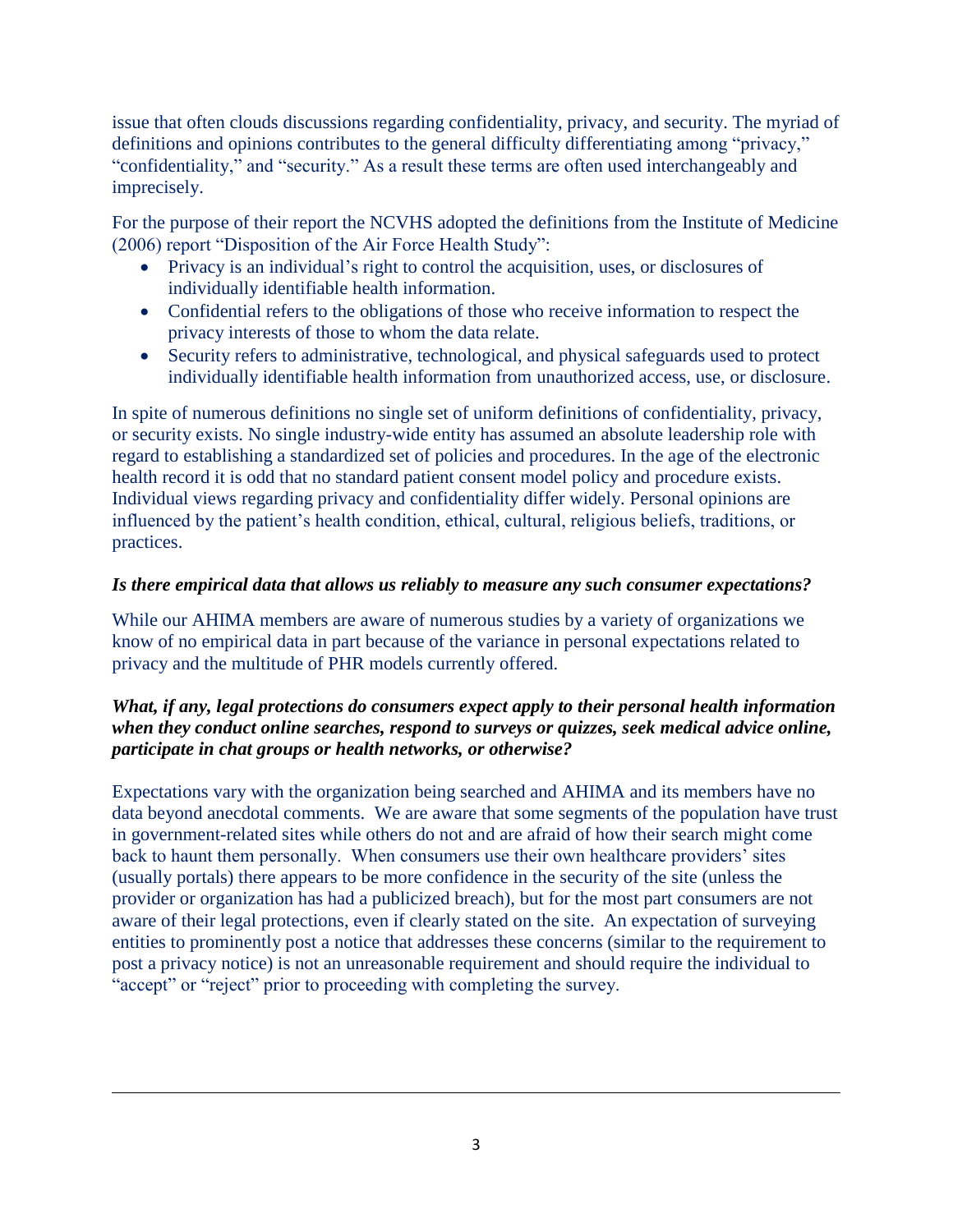issue that often clouds discussions regarding confidentiality, privacy, and security. The myriad of definitions and opinions contributes to the general difficulty differentiating among "privacy," "confidentiality," and "security." As a result these terms are often used interchangeably and imprecisely.

For the purpose of their report the NCVHS adopted the definitions from the Institute of Medicine (2006) report "Disposition of the Air Force Health Study":

- Privacy is an individual's right to control the acquisition, uses, or disclosures of individually identifiable health information.
- Confidential refers to the obligations of those who receive information to respect the privacy interests of those to whom the data relate.
- Security refers to administrative, technological, and physical safeguards used to protect individually identifiable health information from unauthorized access, use, or disclosure.

In spite of numerous definitions no single set of uniform definitions of confidentiality, privacy, or security exists. No single industry-wide entity has assumed an absolute leadership role with regard to establishing a standardized set of policies and procedures. In the age of the electronic health record it is odd that no standard patient consent model policy and procedure exists. Individual views regarding privacy and confidentiality differ widely. Personal opinions are influenced by the patient's health condition, ethical, cultural, religious beliefs, traditions, or practices.

***Is there empirical data that allows us reliably to measure any such consumer expectations?***

While our AHIMA members are aware of numerous studies by a variety of organizations we know of no empirical data in part because of the variance in personal expectations related to privacy and the multitude of PHR models currently offered.

***What, if any, legal protections do consumers expect apply to their personal health information when they conduct online searches, respond to surveys or quizzes, seek medical advice online, participate in chat groups or health networks, or otherwise?***

Expectations vary with the organization being searched and AHIMA and its members have no data beyond anecdotal comments. We are aware that some segments of the population have trust in government-related sites while others do not and are afraid of how their search might come back to haunt them personally. When consumers use their own healthcare providers' sites (usually portals) there appears to be more confidence in the security of the site (unless the provider or organization has had a publicized breach), but for the most part consumers are not aware of their legal protections, even if clearly stated on the site. An expectation of surveying entities to prominently post a notice that addresses these concerns (similar to the requirement to post a privacy notice) is not an unreasonable requirement and should require the individual to "accept" or "reject" prior to proceeding with completing the survey.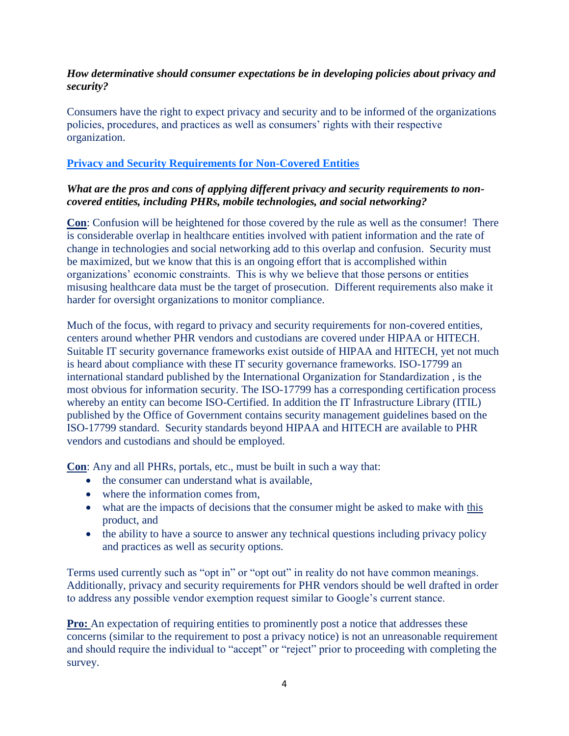***How determinative should consumer expectations be in developing policies about privacy and security?***

Consumers have the right to expect privacy and security and to be informed of the organizations policies, procedures, and practices as well as consumers' rights with their respective organization.

## **Privacy and Security Requirements for Non-Covered Entities**

***What are the pros and cons of applying different privacy and security requirements to non-covered entities, including PHRs, mobile technologies, and social networking?***

**Con**: Confusion will be heightened for those covered by the rule as well as the consumer! There is considerable overlap in healthcare entities involved with patient information and the rate of change in technologies and social networking add to this overlap and confusion. Security must be maximized, but we know that this is an ongoing effort that is accomplished within organizations' economic constraints. This is why we believe that those persons or entities misusing healthcare data must be the target of prosecution. Different requirements also make it harder for oversight organizations to monitor compliance.

Much of the focus, with regard to privacy and security requirements for non-covered entities, centers around whether PHR vendors and custodians are covered under HIPAA or HITECH. Suitable IT security governance frameworks exist outside of HIPAA and HITECH, yet not much is heard about compliance with these IT security governance frameworks. ISO-17799 an international standard published by the International Organization for Standardization , is the most obvious for information security. The ISO-17799 has a corresponding certification process whereby an entity can become ISO-Certified. In addition the IT Infrastructure Library (ITIL) published by the Office of Government contains security management guidelines based on the ISO-17799 standard. Security standards beyond HIPAA and HITECH are available to PHR vendors and custodians and should be employed.

**Con**: Any and all PHRs, portals, etc., must be built in such a way that:

- the consumer can understand what is available,
- where the information comes from,
- what are the impacts of decisions that the consumer might be asked to make with this product, and
- the ability to have a source to answer any technical questions including privacy policy and practices as well as security options.

Terms used currently such as "opt in" or "opt out" in reality do not have common meanings. Additionally, privacy and security requirements for PHR vendors should be well drafted in order to address any possible vendor exemption request similar to Google's current stance.

**Pro:** An expectation of requiring entities to prominently post a notice that addresses these concerns (similar to the requirement to post a privacy notice) is not an unreasonable requirement and should require the individual to "accept" or "reject" prior to proceeding with completing the survey.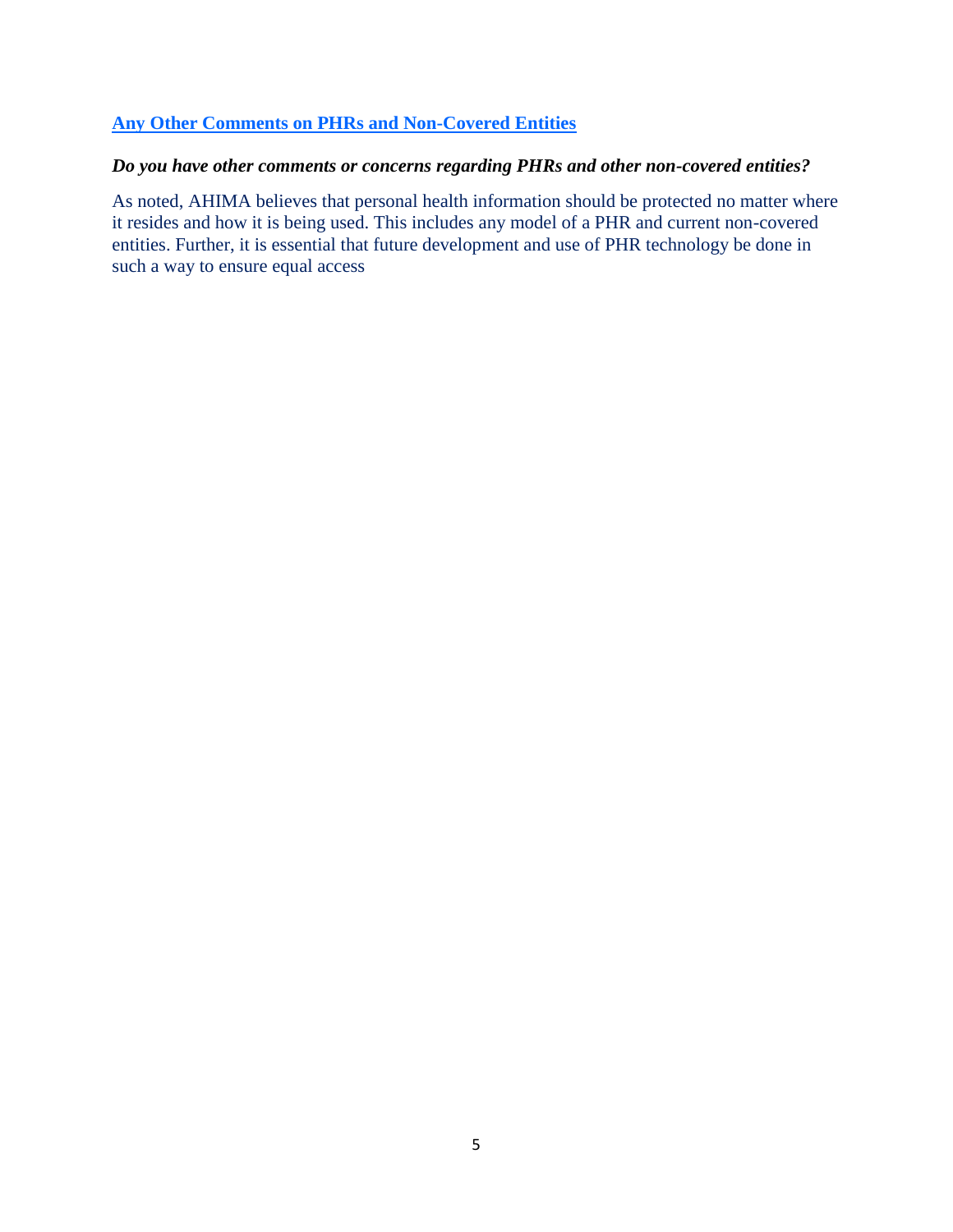## [Any Other Comments on PHRs and Non-Covered Entities]()

***Do you have other comments or concerns regarding PHRs and other non-covered entities?***

As noted, AHIMA believes that personal health information should be protected no matter where it resides and how it is being used. This includes any model of a PHR and current non-covered entities. Further, it is essential that future development and use of PHR technology be done in such a way to ensure equal access